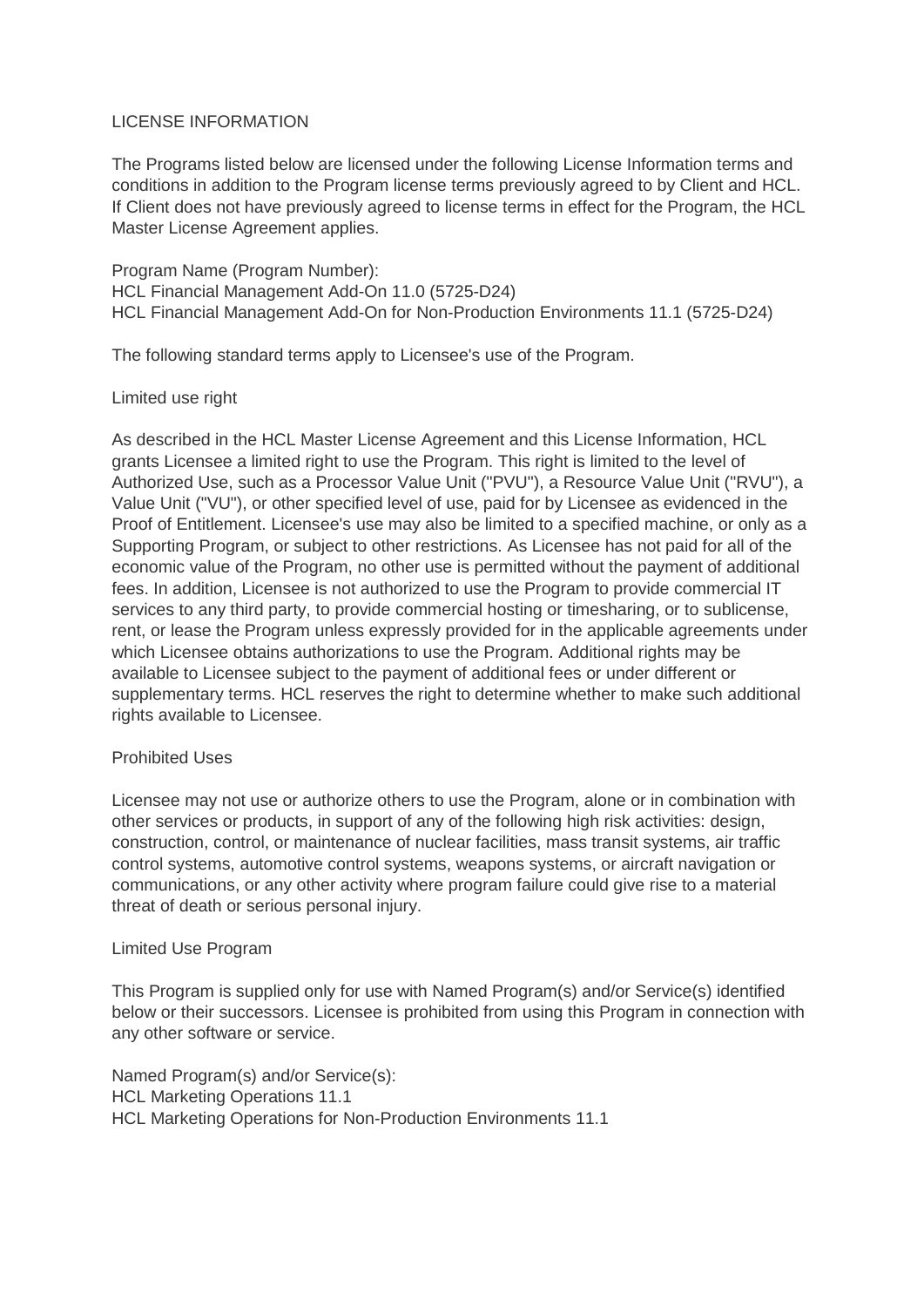# LICENSE INFORMATION

The Programs listed below are licensed under the following License Information terms and conditions in addition to the Program license terms previously agreed to by Client and HCL. If Client does not have previously agreed to license terms in effect for the Program, the HCL Master License Agreement applies.

Program Name (Program Number):
HCL Financial Management Add-On 11.0 (5725-D24)
HCL Financial Management Add-On for Non-Production Environments 11.1 (5725-D24)

The following standard terms apply to Licensee's use of the Program.

## Limited use right

As described in the HCL Master License Agreement and this License Information, HCL grants Licensee a limited right to use the Program. This right is limited to the level of Authorized Use, such as a Processor Value Unit ("PVU"), a Resource Value Unit ("RVU"), a Value Unit ("VU"), or other specified level of use, paid for by Licensee as evidenced in the Proof of Entitlement. Licensee's use may also be limited to a specified machine, or only as a Supporting Program, or subject to other restrictions. As Licensee has not paid for all of the economic value of the Program, no other use is permitted without the payment of additional fees. In addition, Licensee is not authorized to use the Program to provide commercial IT services to any third party, to provide commercial hosting or timesharing, or to sublicense, rent, or lease the Program unless expressly provided for in the applicable agreements under which Licensee obtains authorizations to use the Program. Additional rights may be available to Licensee subject to the payment of additional fees or under different or supplementary terms. HCL reserves the right to determine whether to make such additional rights available to Licensee.

## Prohibited Uses

Licensee may not use or authorize others to use the Program, alone or in combination with other services or products, in support of any of the following high risk activities: design, construction, control, or maintenance of nuclear facilities, mass transit systems, air traffic control systems, automotive control systems, weapons systems, or aircraft navigation or communications, or any other activity where program failure could give rise to a material threat of death or serious personal injury.

## Limited Use Program

This Program is supplied only for use with Named Program(s) and/or Service(s) identified below or their successors. Licensee is prohibited from using this Program in connection with any other software or service.

Named Program(s) and/or Service(s):
HCL Marketing Operations 11.1
HCL Marketing Operations for Non-Production Environments 11.1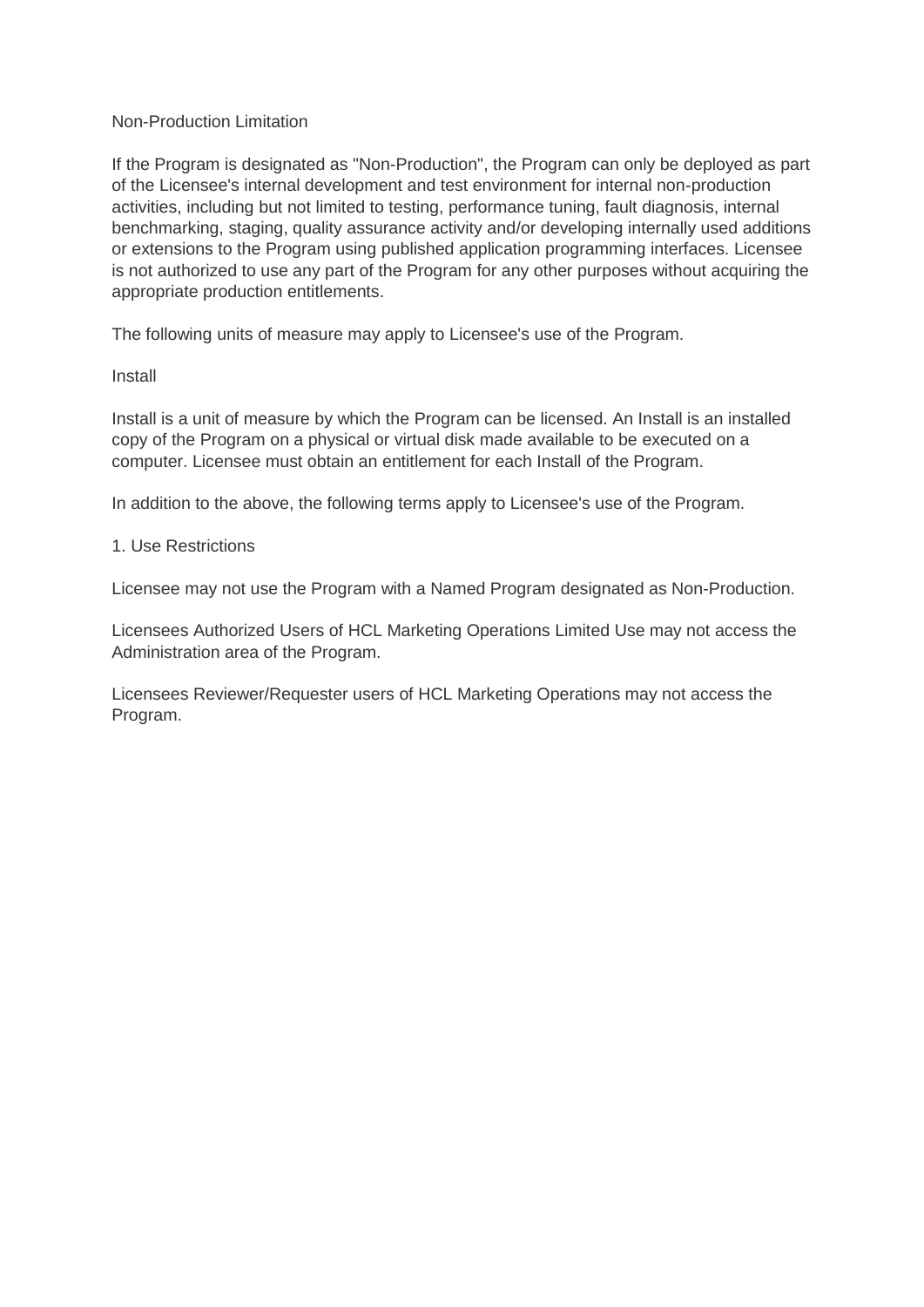Non-Production Limitation

If the Program is designated as "Non-Production", the Program can only be deployed as part of the Licensee's internal development and test environment for internal non-production activities, including but not limited to testing, performance tuning, fault diagnosis, internal benchmarking, staging, quality assurance activity and/or developing internally used additions or extensions to the Program using published application programming interfaces. Licensee is not authorized to use any part of the Program for any other purposes without acquiring the appropriate production entitlements.

The following units of measure may apply to Licensee's use of the Program.

Install

Install is a unit of measure by which the Program can be licensed. An Install is an installed copy of the Program on a physical or virtual disk made available to be executed on a computer. Licensee must obtain an entitlement for each Install of the Program.

In addition to the above, the following terms apply to Licensee's use of the Program.

1. Use Restrictions

Licensee may not use the Program with a Named Program designated as Non-Production.

Licensees Authorized Users of HCL Marketing Operations Limited Use may not access the Administration area of the Program.

Licensees Reviewer/Requester users of HCL Marketing Operations may not access the Program.